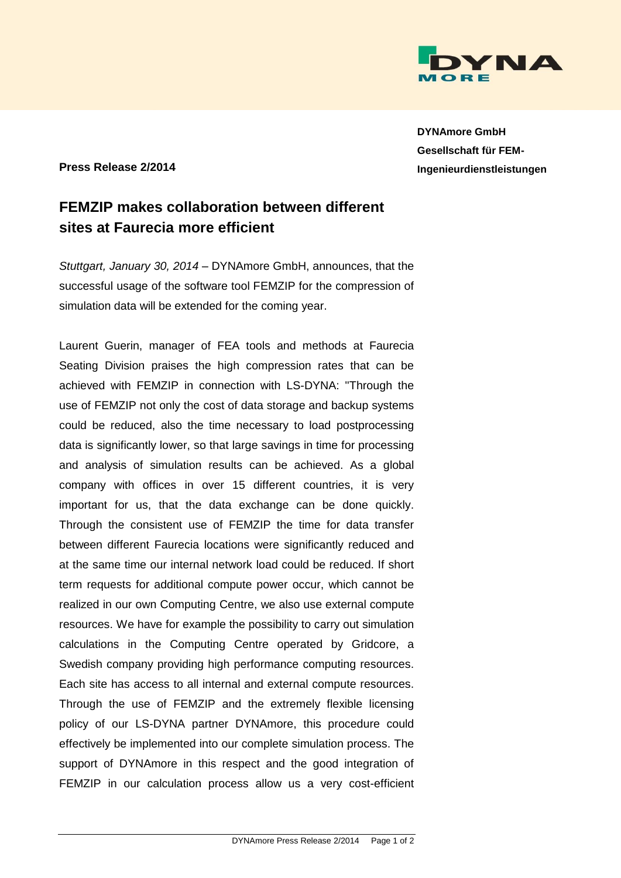**DYNAmore GmbH**
**Gesellschaft für FEM-Ingenieurdienstleistungen**

**Press Release 2/2014**

# FEMZIP makes collaboration between different sites at Faurecia more efficient

*Stuttgart, January 30, 2014* – DYNAmore GmbH, announces, that the successful usage of the software tool FEMZIP for the compression of simulation data will be extended for the coming year.

Laurent Guerin, manager of FEA tools and methods at Faurecia Seating Division praises the high compression rates that can be achieved with FEMZIP in connection with LS-DYNA: "Through the use of FEMZIP not only the cost of data storage and backup systems could be reduced, also the time necessary to load postprocessing data is significantly lower, so that large savings in time for processing and analysis of simulation results can be achieved. As a global company with offices in over 15 different countries, it is very important for us, that the data exchange can be done quickly. Through the consistent use of FEMZIP the time for data transfer between different Faurecia locations were significantly reduced and at the same time our internal network load could be reduced. If short term requests for additional compute power occur, which cannot be realized in our own Computing Centre, we also use external compute resources. We have for example the possibility to carry out simulation calculations in the Computing Centre operated by Gridcore, a Swedish company providing high performance computing resources. Each site has access to all internal and external compute resources. Through the use of FEMZIP and the extremely flexible licensing policy of our LS-DYNA partner DYNAmore, this procedure could effectively be implemented into our complete simulation process. The support of DYNAmore in this respect and the good integration of FEMZIP in our calculation process allow us a very cost-efficient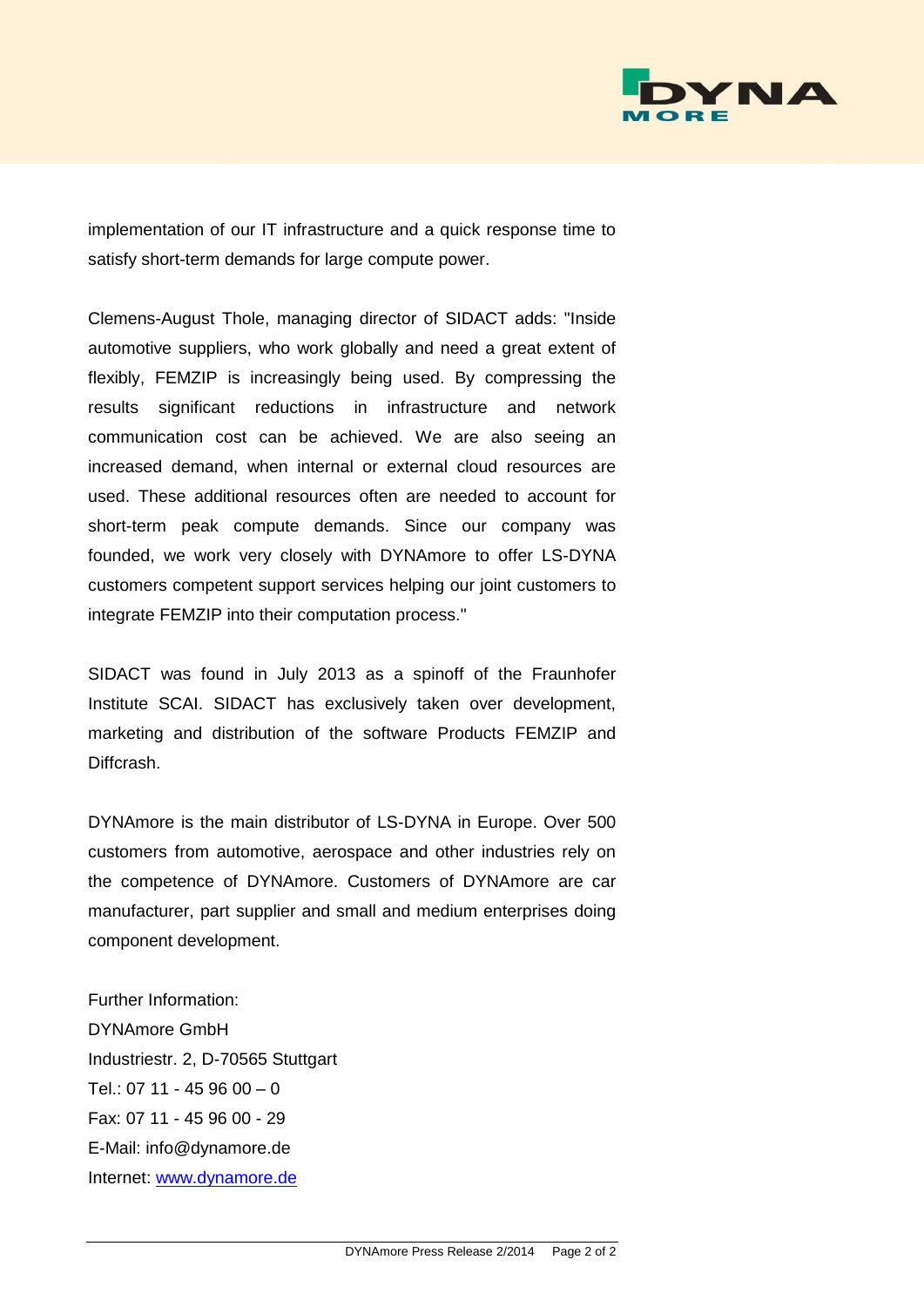implementation of our IT infrastructure and a quick response time to satisfy short-term demands for large compute power.

Clemens-August Thole, managing director of SIDACT adds: "Inside automotive suppliers, who work globally and need a great extent of flexibly, FEMZIP is increasingly being used. By compressing the results significant reductions in infrastructure and network communication cost can be achieved. We are also seeing an increased demand, when internal or external cloud resources are used. These additional resources often are needed to account for short-term peak compute demands. Since our company was founded, we work very closely with DYNAmore to offer LS-DYNA customers competent support services helping our joint customers to integrate FEMZIP into their computation process."

SIDACT was found in July 2013 as a spinoff of the Fraunhofer Institute SCAI. SIDACT has exclusively taken over development, marketing and distribution of the software Products FEMZIP and Diffcrash.

DYNAmore is the main distributor of LS-DYNA in Europe. Over 500 customers from automotive, aerospace and other industries rely on the competence of DYNAmore. Customers of DYNAmore are car manufacturer, part supplier and small and medium enterprises doing component development.

Further Information:
DYNAmore GmbH
Industriestr. 2, D-70565 Stuttgart
Tel.: 07 11 - 45 96 00 – 0
Fax: 07 11 - 45 96 00 - 29
E-Mail: info@dynamore.de
Internet: www.dynamore.de